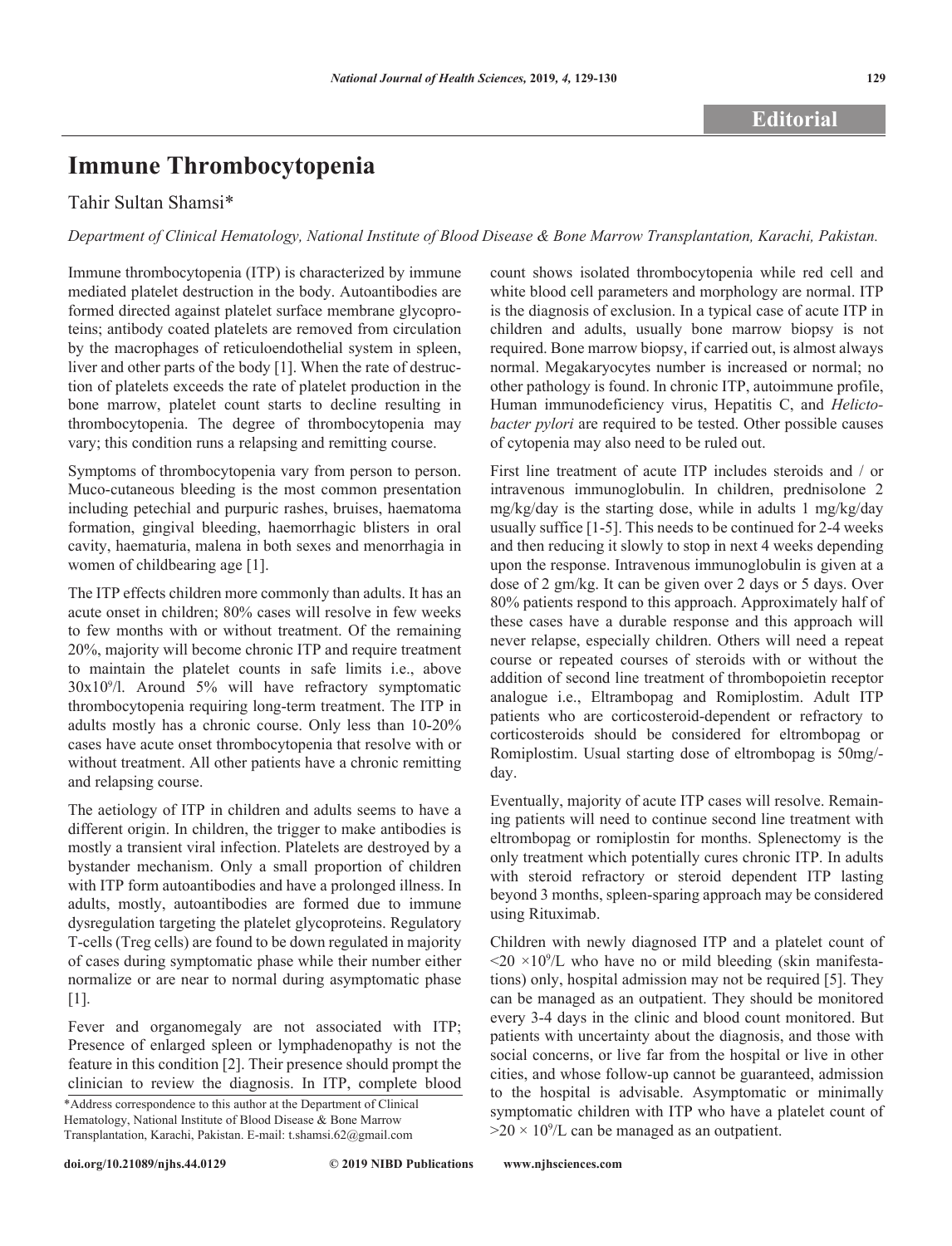Editorial

# Immune Thrombocytopenia

Tahir Sultan Shamsi*

*Department of Clinical Hematology, National Institute of Blood Disease & Bone Marrow Transplantation, Karachi, Pakistan.*

Immune thrombocytopenia (ITP) is characterized by immune mediated platelet destruction in the body. Autoantibodies are formed directed against platelet surface membrane glycoproteins; antibody coated platelets are removed from circulation by the macrophages of reticuloendothelial system in spleen, liver and other parts of the body [1]. When the rate of destruction of platelets exceeds the rate of platelet production in the bone marrow, platelet count starts to decline resulting in thrombocytopenia. The degree of thrombocytopenia may vary; this condition runs a relapsing and remitting course.

Symptoms of thrombocytopenia vary from person to person. Muco-cutaneous bleeding is the most common presentation including petechial and purpuric rashes, bruises, haematoma formation, gingival bleeding, haemorrhagic blisters in oral cavity, haematuria, malena in both sexes and menorrhagia in women of childbearing age [1].

The ITP effects children more commonly than adults. It has an acute onset in children; 80% cases will resolve in few weeks to few months with or without treatment. Of the remaining 20%, majority will become chronic ITP and require treatment to maintain the platelet counts in safe limits i.e., above $30x10^9/l$. Around 5% will have refractory symptomatic thrombocytopenia requiring long-term treatment. The ITP in adults mostly has a chronic course. Only less than 10-20% cases have acute onset thrombocytopenia that resolve with or without treatment. All other patients have a chronic remitting and relapsing course.

The aetiology of ITP in children and adults seems to have a different origin. In children, the trigger to make antibodies is mostly a transient viral infection. Platelets are destroyed by a bystander mechanism. Only a small proportion of children with ITP form autoantibodies and have a prolonged illness. In adults, mostly, autoantibodies are formed due to immune dysregulation targeting the platelet glycoproteins. Regulatory T-cells (Treg cells) are found to be down regulated in majority of cases during symptomatic phase while their number either normalize or are near to normal during asymptomatic phase [1].

Fever and organomegaly are not associated with ITP; Presence of enlarged spleen or lymphadenopathy is not the feature in this condition [2]. Their presence should prompt the clinician to review the diagnosis. In ITP, complete blood count shows isolated thrombocytopenia while red cell and white blood cell parameters and morphology are normal. ITP is the diagnosis of exclusion. In a typical case of acute ITP in children and adults, usually bone marrow biopsy is not required. Bone marrow biopsy, if carried out, is almost always normal. Megakaryocytes number is increased or normal; no other pathology is found. In chronic ITP, autoimmune profile, Human immunodeficiency virus, Hepatitis C, and *Helictobacter pylori* are required to be tested. Other possible causes of cytopenia may also need to be ruled out.

First line treatment of acute ITP includes steroids and / or intravenous immunoglobulin. In children, prednisolone 2 mg/kg/day is the starting dose, while in adults 1 mg/kg/day usually suffice [1-5]. This needs to be continued for 2-4 weeks and then reducing it slowly to stop in next 4 weeks depending upon the response. Intravenous immunoglobulin is given at a dose of 2 gm/kg. It can be given over 2 days or 5 days. Over 80% patients respond to this approach. Approximately half of these cases have a durable response and this approach will never relapse, especially children. Others will need a repeat course or repeated courses of steroids with or without the addition of second line treatment of thrombopoietin receptor analogue i.e., Eltrambopag and Romiplostim. Adult ITP patients who are corticosteroid-dependent or refractory to corticosteroids should be considered for eltrombopag or Romiplostim. Usual starting dose of eltrombopag is 50mg/-day.

Eventually, majority of acute ITP cases will resolve. Remaining patients will need to continue second line treatment with eltrombopag or romiplostin for months. Splenectomy is the only treatment which potentially cures chronic ITP. In adults with steroid refractory or steroid dependent ITP lasting beyond 3 months, spleen-sparing approach may be considered using Rituximab.

Children with newly diagnosed ITP and a platelet count of $<20 \times 10^9/L$ who have no or mild bleeding (skin manifestations) only, hospital admission may not be required [5]. They can be managed as an outpatient. They should be monitored every 3-4 days in the clinic and blood count monitored. But patients with uncertainty about the diagnosis, and those with social concerns, or live far from the hospital or live in other cities, and whose follow-up cannot be guaranteed, admission to the hospital is advisable. Asymptomatic or minimally symptomatic children with ITP who have a platelet count of $>20 \times 10^9/L$ can be managed as an outpatient.

*Address correspondence to this author at the Department of Clinical Hematology, National Institute of Blood Disease & Bone Marrow Transplantation, Karachi, Pakistan. E-mail: t.shamsi.62@gmail.com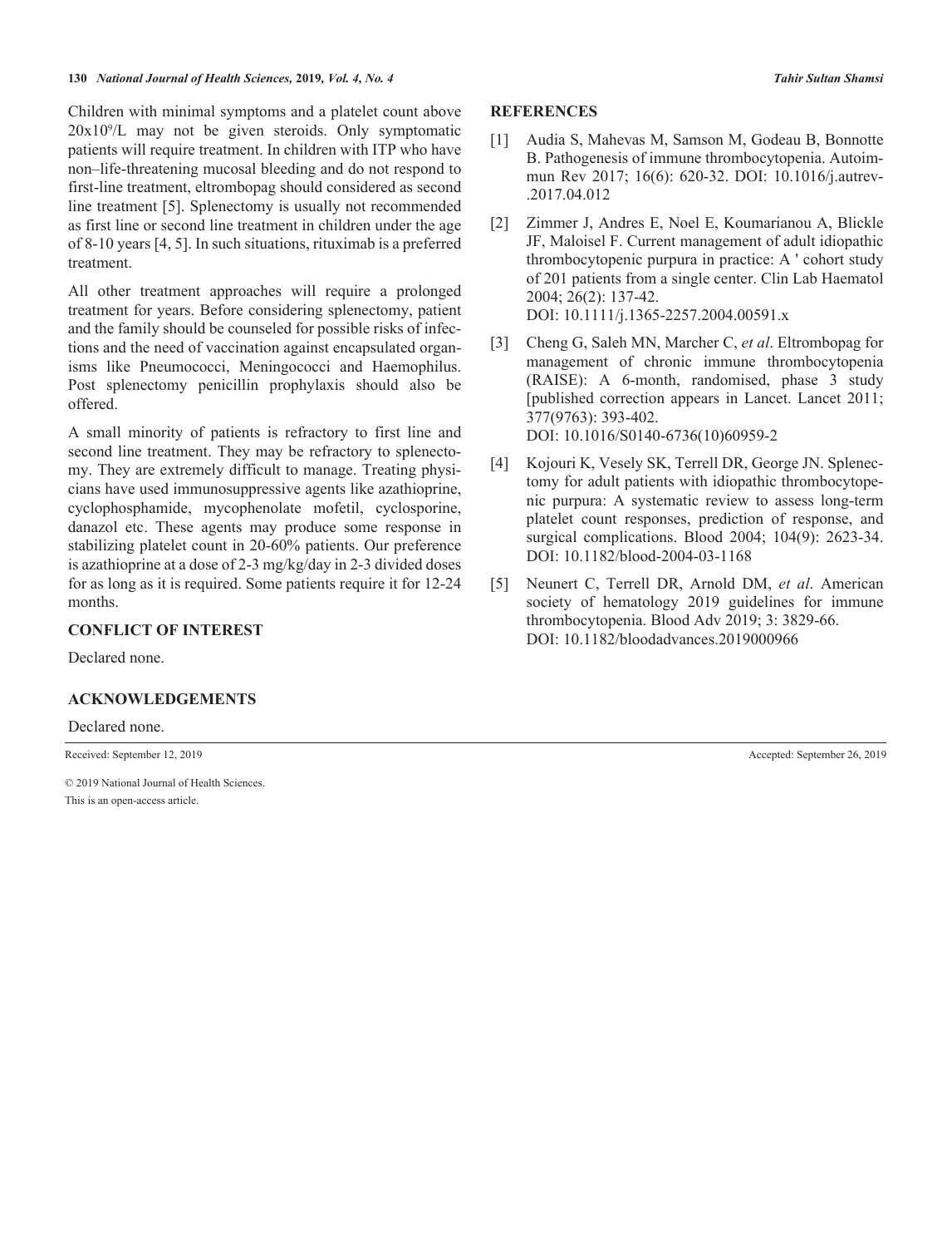Children with minimal symptoms and a platelet count above $20 \times 10^9$/L may not be given steroids. Only symptomatic patients will require treatment. In children with ITP who have non–life-threatening mucosal bleeding and do not respond to first-line treatment, eltrombopag should considered as second line treatment [5]. Splenectomy is usually not recommended as first line or second line treatment in children under the age of 8-10 years [4, 5]. In such situations, rituximab is a preferred treatment.

All other treatment approaches will require a prolonged treatment for years. Before considering splenectomy, patient and the family should be counseled for possible risks of infections and the need of vaccination against encapsulated organisms like Pneumococci, Meningococci and Haemophilus. Post splenectomy penicillin prophylaxis should also be offered.

A small minority of patients is refractory to first line and second line treatment. They may be refractory to splenectomy. They are extremely difficult to manage. Treating physicians have used immunosuppressive agents like azathioprine, cyclophosphamide, mycophenolate mofetil, cyclosporine, danazol etc. These agents may produce some response in stabilizing platelet count in 20-60% patients. Our preference is azathioprine at a dose of 2-3 mg/kg/day in 2-3 divided doses for as long as it is required. Some patients require it for 12-24 months.

## CONFLICT OF INTEREST

Declared none.

## ACKNOWLEDGEMENTS

Declared none.

## REFERENCES

[1] Audia S, Mahevas M, Samson M, Godeau B, Bonnotte B. Pathogenesis of immune thrombocytopenia. Autoimmun Rev 2017; 16(6): 620-32. DOI: 10.1016/j.autrev-.2017.04.012

[2] Zimmer J, Andres E, Noel E, Koumarianou A, Blickle JF, Maloisel F. Current management of adult idiopathic thrombocytopenic purpura in practice: A ' cohort study of 201 patients from a single center. Clin Lab Haematol 2004; 26(2): 137-42. DOI: 10.1111/j.1365-2257.2004.00591.x

[3] Cheng G, Saleh MN, Marcher C, *et al*. Eltrombopag for management of chronic immune thrombocytopenia (RAISE): A 6-month, randomised, phase 3 study [published correction appears in Lancet. Lancet 2011; 377(9763): 393-402. DOI: 10.1016/S0140-6736(10)60959-2

[4] Kojouri K, Vesely SK, Terrell DR, George JN. Splenectomy for adult patients with idiopathic thrombocytopenic purpura: A systematic review to assess long-term platelet count responses, prediction of response, and surgical complications. Blood 2004; 104(9): 2623-34. DOI: 10.1182/blood-2004-03-1168

[5] Neunert C, Terrell DR, Arnold DM, *et al*. American society of hematology 2019 guidelines for immune thrombocytopenia. Blood Adv 2019; 3: 3829-66. DOI: 10.1182/bloodadvances.2019000966

Received: September 12, 2019

Accepted: September 26, 2019

© 2019 National Journal of Health Sciences.
This is an open-access article.